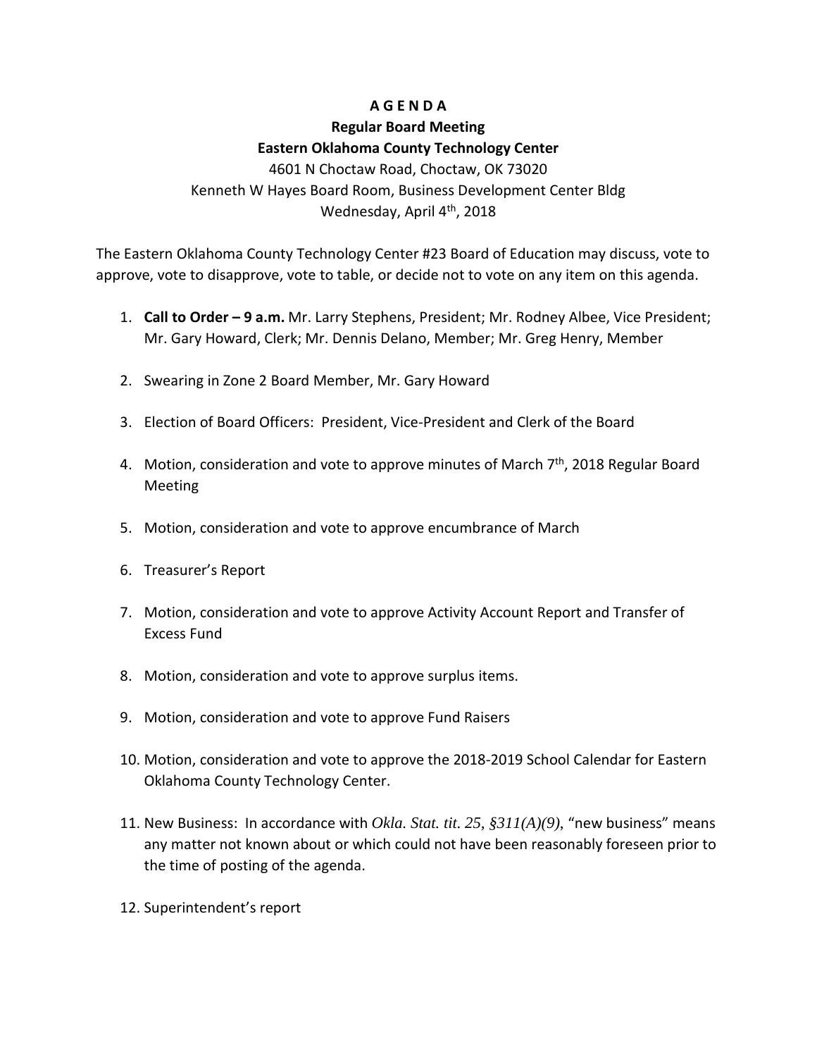# A G E N D A

## Regular Board Meeting

## Eastern Oklahoma County Technology Center

4601 N Choctaw Road, Choctaw, OK 73020
Kenneth W Hayes Board Room, Business Development Center Bldg
Wednesday, April 4th, 2018

The Eastern Oklahoma County Technology Center #23 Board of Education may discuss, vote to approve, vote to disapprove, vote to table, or decide not to vote on any item on this agenda.

1. **Call to Order – 9 a.m.** Mr. Larry Stephens, President; Mr. Rodney Albee, Vice President; Mr. Gary Howard, Clerk; Mr. Dennis Delano, Member; Mr. Greg Henry, Member

2. Swearing in Zone 2 Board Member, Mr. Gary Howard

3. Election of Board Officers: President, Vice-President and Clerk of the Board

4. Motion, consideration and vote to approve minutes of March 7th, 2018 Regular Board Meeting

5. Motion, consideration and vote to approve encumbrance of March

6. Treasurer's Report

7. Motion, consideration and vote to approve Activity Account Report and Transfer of Excess Fund

8. Motion, consideration and vote to approve surplus items.

9. Motion, consideration and vote to approve Fund Raisers

10. Motion, consideration and vote to approve the 2018-2019 School Calendar for Eastern Oklahoma County Technology Center.

11. New Business: In accordance with *Okla. Stat. tit. 25, §311(A)(9)*, "new business" means any matter not known about or which could not have been reasonably foreseen prior to the time of posting of the agenda.

12. Superintendent's report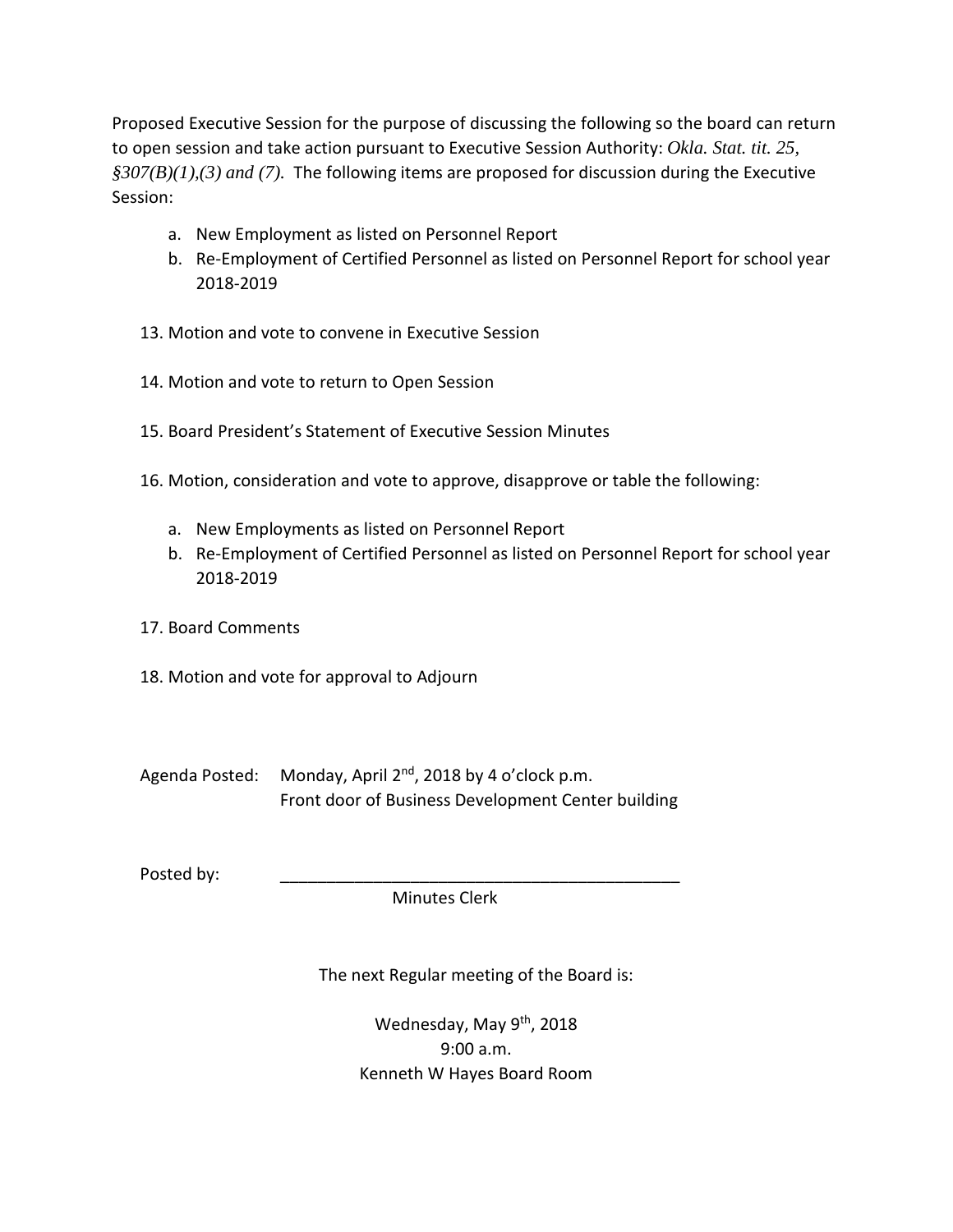Proposed Executive Session for the purpose of discussing the following so the board can return to open session and take action pursuant to Executive Session Authority: *Okla. Stat. tit. 25, §307(B)(1),(3) and (7).* The following items are proposed for discussion during the Executive Session:

a. New Employment as listed on Personnel Report
b. Re-Employment of Certified Personnel as listed on Personnel Report for school year 2018-2019

13. Motion and vote to convene in Executive Session

14. Motion and vote to return to Open Session

15. Board President's Statement of Executive Session Minutes

16. Motion, consideration and vote to approve, disapprove or table the following:

    a. New Employments as listed on Personnel Report
    b. Re-Employment of Certified Personnel as listed on Personnel Report for school year 2018-2019

17. Board Comments

18. Motion and vote for approval to Adjourn

Agenda Posted: Monday, April 2nd, 2018 by 4 o'clock p.m.
Front door of Business Development Center building

Posted by: ____________________________________________
Minutes Clerk

The next Regular meeting of the Board is:

Wednesday, May 9th, 2018
9:00 a.m.
Kenneth W Hayes Board Room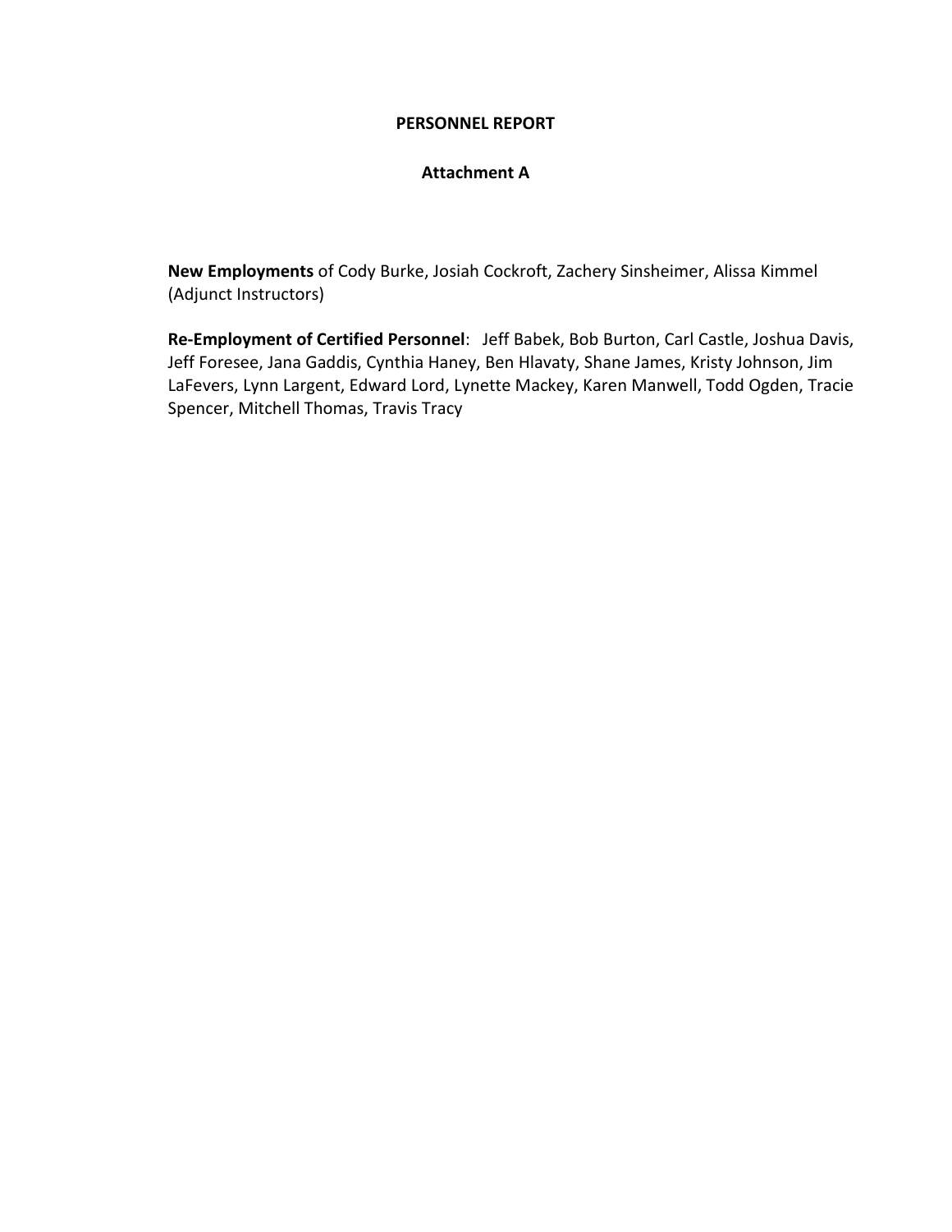**PERSONNEL REPORT**

**Attachment A**

**New Employments** of Cody Burke, Josiah Cockroft, Zachery Sinsheimer, Alissa Kimmel (Adjunct Instructors)

**Re-Employment of Certified Personnel**: Jeff Babek, Bob Burton, Carl Castle, Joshua Davis, Jeff Foresee, Jana Gaddis, Cynthia Haney, Ben Hlavaty, Shane James, Kristy Johnson, Jim LaFevers, Lynn Largent, Edward Lord, Lynette Mackey, Karen Manwell, Todd Ogden, Tracie Spencer, Mitchell Thomas, Travis Tracy